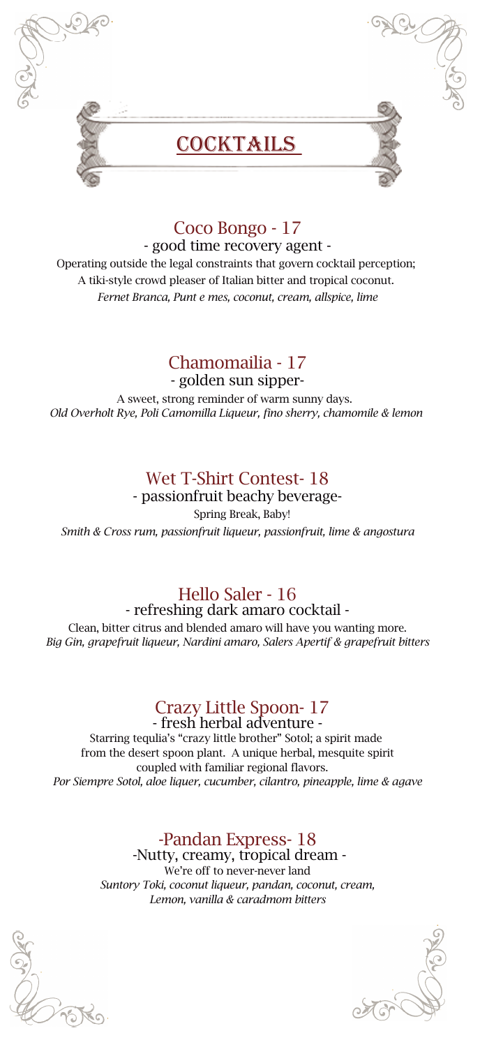# COCKTAILS

## Coco Bongo - 17

- good time recovery agent -

Operating outside the legal constraints that govern cocktail perception;
A tiki-style crowd pleaser of Italian bitter and tropical coconut.
*Fernet Branca, Punt e mes, coconut, cream, allspice, lime*

## Chamomailia - 17

- golden sun sipper-

A sweet, strong reminder of warm sunny days.
*Old Overholt Rye, Poli Camomilla Liqueur, fino sherry, chamomile & lemon*

## Wet T-Shirt Contest- 18

- passionfruit beachy beverage-

Spring Break, Baby!
*Smith & Cross rum, passionfruit liqueur, passionfruit, lime & angostura*

## Hello Saler - 16

- refreshing dark amaro cocktail -

Clean, bitter citrus and blended amaro will have you wanting more.
*Big Gin, grapefruit liqueur, Nardini amaro, Salers Apertif & grapefruit bitters*

## Crazy Little Spoon- 17

- fresh herbal adventure -

Starring tequlia's "crazy little brother" Sotol; a spirit made from the desert spoon plant. A unique herbal, mesquite spirit coupled with familiar regional flavors.
*Por Siempre Sotol, aloe liquer, cucumber, cilantro, pineapple, lime & agave*

## -Pandan Express- 18

-Nutty, creamy, tropical dream -

We're off to never-never land
*Suntory Toki, coconut liqueur, pandan, coconut, cream, Lemon, vanilla & caradmom bitters*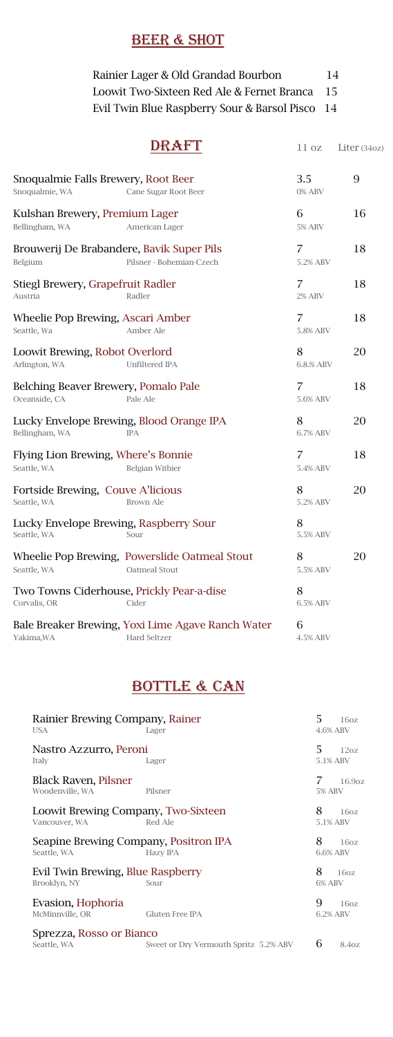## BEER & SHOT

| Item | Price |
|---|---|
| Rainier Lager & Old Grandad Bourbon | 14 |
| Loowit Two-Sixteen Red Ale & Fernet Branca | 15 |
| Evil Twin Blue Raspberry Sour & Barsol Pisco | 14 |

## DRAFT

| Brewery, Beer | Location | Style | 11 oz | Liter (34oz) |
|---|---|---|---|---|
| Snoqualmie Falls Brewery, Root Beer | Snoqualmie, WA | Cane Sugar Root Beer | 3.5 (0% ABV) | 9 |
| Kulshan Brewery, Premium Lager | Bellingham, WA | American Lager | 6 (5% ABV) | 16 |
| Brouwerij De Brabandere, Bavik Super Pils | Belgium | Pilsner - Bohemian-Czech | 7 (5.2% ABV) | 18 |
| Stiegl Brewery, Grapefruit Radler | Austria | Radler | 7 (2% ABV) | 18 |
| Wheelie Pop Brewing, Ascari Amber | Seattle, Wa | Amber Ale | 7 (5.8% ABV) | 18 |
| Loowit Brewing, Robot Overlord | Arlington, WA | Unfiltered IPA | 8 (6.8.% ABV) | 20 |
| Belching Beaver Brewery, Pomalo Pale | Oceanside, CA | Pale Ale | 7 (5.6% ABV) | 18 |
| Lucky Envelope Brewing, Blood Orange IPA | Bellingham, WA | IPA | 8 (6.7% ABV) | 20 |
| Flying Lion Brewing, Where's Bonnie | Seattle, WA | Belgian Witbier | 7 (5.4% ABV) | 18 |
| Fortside Brewing, Couve A'licious | Seattle, WA | Brown Ale | 8 (5.2% ABV) | 20 |
| Lucky Envelope Brewing, Raspberry Sour | Seattle, WA | Sour | 8 (5.5% ABV) | |
| Wheelie Pop Brewing, Powerslide Oatmeal Stout | Seattle, WA | Oatmeal Stout | 8 (5.5% ABV) | 20 |
| Two Towns Ciderhouse, Prickly Pear-a-dise | Corvalis, OR | Cider | 8 (6.5% ABV) | |
| Bale Breaker Brewing, Yoxi Lime Agave Ranch Water | Yakima,WA | Hard Seltzer | 6 (4.5% ABV) | |

## BOTTLE & CAN

| Brewery, Beer | Location | Style | Price | Size / ABV |
|---|---|---|---|---|
| Rainier Brewing Company, Rainer | USA | Lager | 5 | 16oz, 4.6% ABV |
| Nastro Azzurro, Peroni | Italy | Lager | 5 | 12oz, 5.1% ABV |
| Black Raven, Pilsner | Woodenville, WA | Pilsner | 7 | 16.9oz, 5% ABV |
| Loowit Brewing Company, Two-Sixteen | Vancouver, WA | Red Ale | 8 | 16oz, 5.1% ABV |
| Seapine Brewing Company, Positron IPA | Seattle, WA | Hazy IPA | 8 | 16oz, 6.6% ABV |
| Evil Twin Brewing, Blue Raspberry | Brooklyn, NY | Sour | 8 | 16oz, 6% ABV |
| Evasion, Hophoria | McMinnville, OR | Gluten Free IPA | 9 | 16oz, 6.2% ABV |
| Sprezza, Rosso or Bianco | Seattle, WA | Sweet or Dry Vermouth Spritz 5.2% ABV | 6 | 8.4oz |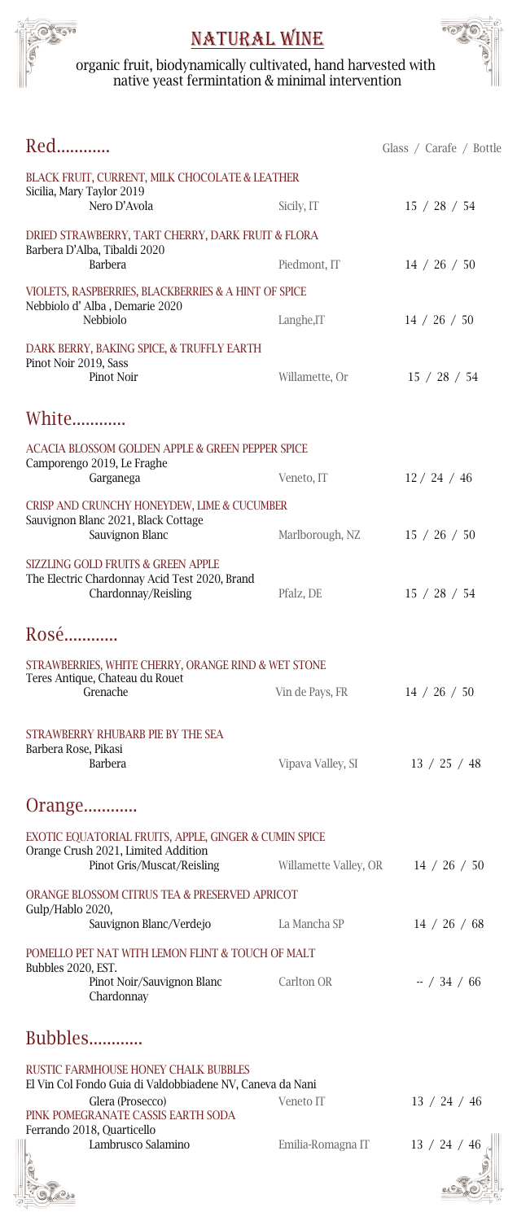# NATURAL WINE

organic fruit, biodynamically cultivated, hand harvested with native yeast fermintation & minimal intervention

## Red............

Glass / Carafe / Bottle

BLACK FRUIT, CURRENT, MILK CHOCOLATE & LEATHER
Sicilia, Mary Taylor 2019
Nero D'Avola — Sicily, IT — 15 / 28 / 54

DRIED STRAWBERRY, TART CHERRY, DARK FRUIT & FLORA
Barbera D'Alba, Tibaldi 2020
Barbera — Piedmont, IT — 14 / 26 / 50

VIOLETS, RASPBERRIES, BLACKBERRIES & A HINT OF SPICE
Nebbiolo d' Alba , Demarie 2020
Nebbiolo — Langhe,IT — 14 / 26 / 50

DARK BERRY, BAKING SPICE, & TRUFFLY EARTH
Pinot Noir 2019, Sass
Pinot Noir — Willamette, Or — 15 / 28 / 54

## White............

ACACIA BLOSSOM GOLDEN APPLE & GREEN PEPPER SPICE
Camporengo 2019, Le Fraghe
Garganega — Veneto, IT — 12 / 24 / 46

CRISP AND CRUNCHY HONEYDEW, LIME & CUCUMBER
Sauvignon Blanc 2021, Black Cottage
Sauvignon Blanc — Marlborough, NZ — 15 / 26 / 50

SIZZLING GOLD FRUITS & GREEN APPLE
The Electric Chardonnay Acid Test 2020, Brand
Chardonnay/Reisling — Pfalz, DE — 15 / 28 / 54

## Rosé............

STRAWBERRIES, WHITE CHERRY, ORANGE RIND & WET STONE
Teres Antique, Chateau du Rouet
Grenache — Vin de Pays, FR — 14 / 26 / 50

STRAWBERRY RHUBARB PIE BY THE SEA
Barbera Rose, Pikasi
Barbera — Vipava Valley, SI — 13 / 25 / 48

## Orange............

EXOTIC EQUATORIAL FRUITS, APPLE, GINGER & CUMIN SPICE
Orange Crush 2021, Limited Addition
Pinot Gris/Muscat/Reisling — Willamette Valley, OR — 14 / 26 / 50

ORANGE BLOSSOM CITRUS TEA & PRESERVED APRICOT
Gulp/Hablo 2020,
Sauvignon Blanc/Verdejo — La Mancha SP — 14 / 26 / 68

POMELLO PET NAT WITH LEMON FLINT & TOUCH OF MALT
Bubbles 2020, EST.
Pinot Noir/Sauvignon Blanc Chardonnay — Carlton OR — -- / 34 / 66

## Bubbles............

RUSTIC FARMHOUSE HONEY CHALK BUBBLES
El Vin Col Fondo Guia di Valdobbiadene NV, Caneva da Nani
Glera (Prosecco) — Veneto IT — 13 / 24 / 46

PINK POMEGRANATE CASSIS EARTH SODA
Ferrando 2018, Quarticello
Lambrusco Salamino — Emilia-Romagna IT — 13 / 24 / 46